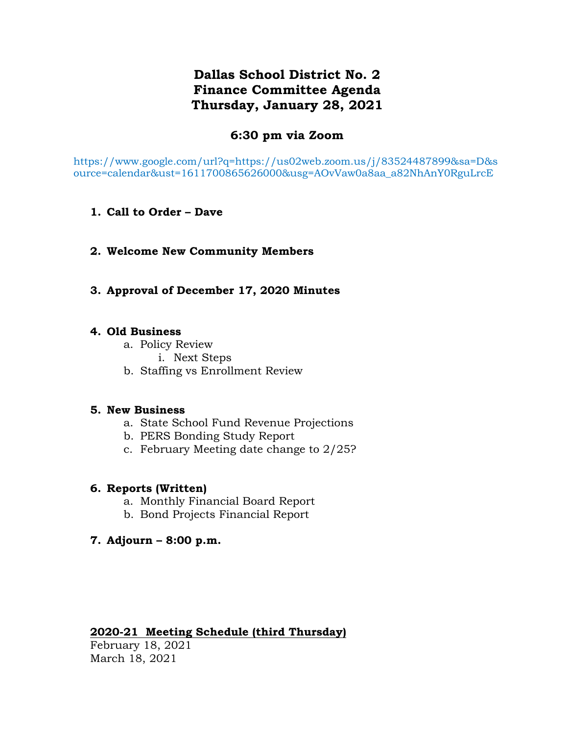# Dallas School District No. 2
# Finance Committee Agenda
# Thursday, January 28, 2021

## 6:30 pm via Zoom

https://www.google.com/url?q=https://us02web.zoom.us/j/83524487899&sa=D&source=calendar&ust=1611700865626000&usg=AOvVaw0a8aa_a82NhAnY0RguLrcE

1. **Call to Order – Dave**

2. **Welcome New Community Members**

3. **Approval of December 17, 2020 Minutes**

4. **Old Business**
   a. Policy Review
      i. Next Steps
   b. Staffing vs Enrollment Review

5. **New Business**
   a. State School Fund Revenue Projections
   b. PERS Bonding Study Report
   c. February Meeting date change to 2/25?

6. **Reports (Written)**
   a. Monthly Financial Board Report
   b. Bond Projects Financial Report

7. **Adjourn – 8:00 p.m.**

**<u>2020-21 Meeting Schedule (third Thursday)</u>**

February 18, 2021
March 18, 2021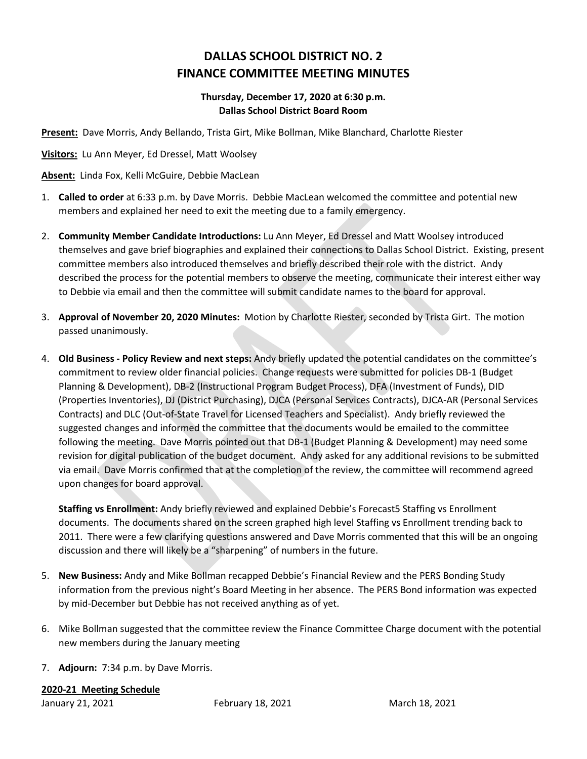# DALLAS SCHOOL DISTRICT NO. 2
# FINANCE COMMITTEE MEETING MINUTES

**Thursday, December 17, 2020 at 6:30 p.m.**
**Dallas School District Board Room**

**Present:** Dave Morris, Andy Bellando, Trista Girt, Mike Bollman, Mike Blanchard, Charlotte Riester

**Visitors:** Lu Ann Meyer, Ed Dressel, Matt Woolsey

**Absent:** Linda Fox, Kelli McGuire, Debbie MacLean

1. **Called to order** at 6:33 p.m. by Dave Morris. Debbie MacLean welcomed the committee and potential new members and explained her need to exit the meeting due to a family emergency.

2. **Community Member Candidate Introductions:** Lu Ann Meyer, Ed Dressel and Matt Woolsey introduced themselves and gave brief biographies and explained their connections to Dallas School District. Existing, present committee members also introduced themselves and briefly described their role with the district. Andy described the process for the potential members to observe the meeting, communicate their interest either way to Debbie via email and then the committee will submit candidate names to the board for approval.

3. **Approval of November 20, 2020 Minutes:** Motion by Charlotte Riester, seconded by Trista Girt. The motion passed unanimously.

4. **Old Business - Policy Review and next steps:** Andy briefly updated the potential candidates on the committee's commitment to review older financial policies. Change requests were submitted for policies DB-1 (Budget Planning & Development), DB-2 (Instructional Program Budget Process), DFA (Investment of Funds), DID (Properties Inventories), DJ (District Purchasing), DJCA (Personal Services Contracts), DJCA-AR (Personal Services Contracts) and DLC (Out-of-State Travel for Licensed Teachers and Specialist). Andy briefly reviewed the suggested changes and informed the committee that the documents would be emailed to the committee following the meeting. Dave Morris pointed out that DB-1 (Budget Planning & Development) may need some revision for digital publication of the budget document. Andy asked for any additional revisions to be submitted via email. Dave Morris confirmed that at the completion of the review, the committee will recommend agreed upon changes for board approval.

   **Staffing vs Enrollment:** Andy briefly reviewed and explained Debbie's Forecast5 Staffing vs Enrollment documents. The documents shared on the screen graphed high level Staffing vs Enrollment trending back to 2011. There were a few clarifying questions answered and Dave Morris commented that this will be an ongoing discussion and there will likely be a "sharpening" of numbers in the future.

5. **New Business:** Andy and Mike Bollman recapped Debbie's Financial Review and the PERS Bonding Study information from the previous night's Board Meeting in her absence. The PERS Bond information was expected by mid-December but Debbie has not received anything as of yet.

6. Mike Bollman suggested that the committee review the Finance Committee Charge document with the potential new members during the January meeting

7. **Adjourn:** 7:34 p.m. by Dave Morris.

**2020-21 Meeting Schedule**

January 21, 2021 | February 18, 2021 | March 18, 2021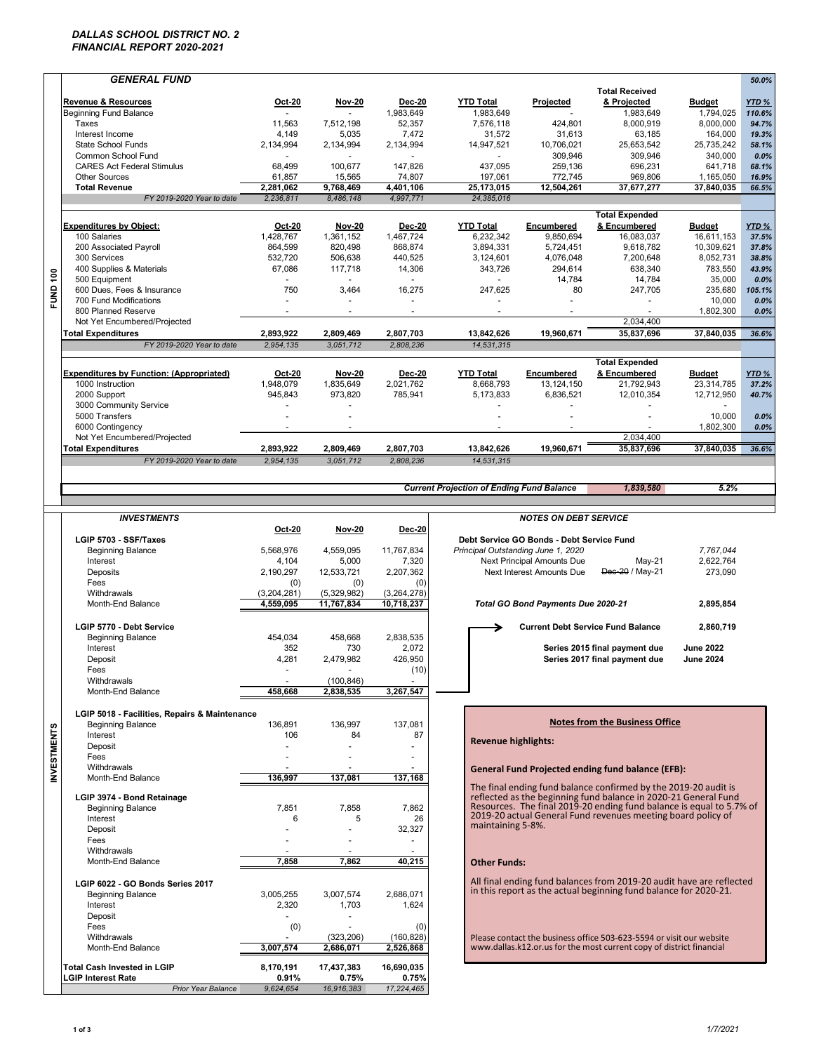# DALLAS SCHOOL DISTRICT NO. 2

## FINANCIAL REPORT 2020-2021

## FUND 100

### GENERAL FUND

50.0%

| Revenue & Resources | Oct-20 | Nov-20 | Dec-20 | YTD Total | Projected | Total Received & Projected | Budget | YTD % |
|---|---|---|---|---|---|---|---|---|
| Beginning Fund Balance | - | - | 1,983,649 | 1,983,649 | - | 1,983,649 | 1,794,025 | 110.6% |
| Taxes | 11,563 | 7,512,198 | 52,357 | 7,576,118 | 424,801 | 8,000,919 | 8,000,000 | 94.7% |
| Interest Income | 4,149 | 5,035 | 7,472 | 31,572 | 31,613 | 63,185 | 164,000 | 19.3% |
| State School Funds | 2,134,994 | 2,134,994 | 2,134,994 | 14,947,521 | 10,706,021 | 25,653,542 | 25,735,242 | 58.1% |
| Common School Fund | - | - | - | - | 309,946 | 309,946 | 340,000 | 0.0% |
| CARES Act Federal Stimulus | 68,499 | 100,677 | 147,826 | 437,095 | 259,136 | 696,231 | 641,718 | 68.1% |
| Other Sources | 61,857 | 15,565 | 74,807 | 197,061 | 772,745 | 969,806 | 1,165,050 | 16.9% |
| **Total Revenue** | **2,281,062** | **9,768,469** | **4,401,106** | **25,173,015** | **12,504,261** | **37,677,277** | **37,840,035** | **66.5%** |
| *FY 2019-2020 Year to date* | *2,236,811* | *8,486,148* | *4,997,771* | *24,385,016* | | | | |

| Expenditures by Object: | Oct-20 | Nov-20 | Dec-20 | YTD Total | Encumbered | Total Expended & Encumbered | Budget | YTD % |
|---|---|---|---|---|---|---|---|---|
| 100 Salaries | 1,428,767 | 1,361,152 | 1,467,724 | 6,232,342 | 9,850,694 | 16,083,037 | 16,611,153 | 37.5% |
| 200 Associated Payroll | 864,599 | 820,498 | 868,874 | 3,894,331 | 5,724,451 | 9,618,782 | 10,309,621 | 37.8% |
| 300 Services | 532,720 | 506,638 | 440,525 | 3,124,601 | 4,076,048 | 7,200,648 | 8,052,731 | 38.8% |
| 400 Supplies & Materials | 67,086 | 117,718 | 14,306 | 343,726 | 294,614 | 638,340 | 783,550 | 43.9% |
| 500 Equipment | - | - | - | - | 14,784 | 14,784 | 35,000 | 0.0% |
| 600 Dues, Fees & Insurance | 750 | 3,464 | 16,275 | 247,625 | 80 | 247,705 | 235,680 | 105.1% |
| 700 Fund Modifications | - | - | - | - | - | - | 10,000 | 0.0% |
| 800 Planned Reserve | - | - | - | - | - | - | 1,802,300 | 0.0% |
| Not Yet Encumbered/Projected | | | | | | 2,034,400 | | |
| **Total Expenditures** | **2,893,922** | **2,809,469** | **2,807,703** | **13,842,626** | **19,960,671** | **35,837,696** | **37,840,035** | **36.6%** |
| *FY 2019-2020 Year to date* | *2,954,135* | *3,051,712* | *2,808,236* | *14,531,315* | | | | |

| Expenditures by Function: (Appropriated) | Oct-20 | Nov-20 | Dec-20 | YTD Total | Encumbered | Total Expended & Encumbered | Budget | YTD % |
|---|---|---|---|---|---|---|---|---|
| 1000 Instruction | 1,948,079 | 1,835,649 | 2,021,762 | 8,668,793 | 13,124,150 | 21,792,943 | 23,314,785 | 37.2% |
| 2000 Support | 945,843 | 973,820 | 785,941 | 5,173,833 | 6,836,521 | 12,010,354 | 12,712,950 | 40.7% |
| 3000 Community Service | - | - | | - | - | - | - | |
| 5000 Transfers | - | - | | - | - | - | 10,000 | 0.0% |
| 6000 Contingency | - | - | | - | - | - | 1,802,300 | 0.0% |
| Not Yet Encumbered/Projected | | | | | | 2,034,400 | | |
| **Total Expenditures** | **2,893,922** | **2,809,469** | **2,807,703** | **13,842,626** | **19,960,671** | **35,837,696** | **37,840,035** | **36.6%** |
| *FY 2019-2020 Year to date* | *2,954,135* | *3,051,712* | *2,808,236* | *14,531,315* | | | | |

***Current Projection of Ending Fund Balance*** — ***1,839,580*** — ***5.2%***

## INVESTMENTS

| | Oct-20 | Nov-20 | Dec-20 |
|---|---|---|---|
| **LGIP 5703 - SSF/Taxes** | | | |
| Beginning Balance | 5,568,976 | 4,559,095 | 11,767,834 |
| Interest | 4,104 | 5,000 | 7,320 |
| Deposits | 2,190,297 | 12,533,721 | 2,207,362 |
| Fees | (0) | (0) | (0) |
| Withdrawals | (3,204,281) | (5,329,982) | (3,264,278) |
| Month-End Balance | **4,559,095** | **11,767,834** | **10,718,237** |
| **LGIP 5770 - Debt Service** | | | |
| Beginning Balance | 454,034 | 458,668 | 2,838,535 |
| Interest | 352 | 730 | 2,072 |
| Deposit | 4,281 | 2,479,982 | 426,950 |
| Fees | - | - | (10) |
| Withdrawals | - | (100,846) | - |
| Month-End Balance | **458,668** | **2,838,535** | **3,267,547** |
| **LGIP 5018 - Facilities, Repairs & Maintenance** | | | |
| Beginning Balance | 136,891 | 136,997 | 137,081 |
| Interest | 106 | 84 | 87 |
| Deposit | - | - | - |
| Fees | - | - | - |
| Withdrawals | - | - | - |
| Month-End Balance | **136,997** | **137,081** | **137,168** |
| **LGIP 3974 - Bond Retainage** | | | |
| Beginning Balance | 7,851 | 7,858 | 7,862 |
| Interest | 6 | 5 | 26 |
| Deposit | - | - | 32,327 |
| Fees | - | - | - |
| Withdrawals | - | - | - |
| Month-End Balance | **7,858** | **7,862** | **40,215** |
| **LGIP 6022 - GO Bonds Series 2017** | | | |
| Beginning Balance | 3,005,255 | 3,007,574 | 2,686,071 |
| Interest | 2,320 | 1,703 | 1,624 |
| Deposit | - | - | |
| Fees | (0) | - | (0) |
| Withdrawals | - | (323,206) | (160,828) |
| Month-End Balance | **3,007,574** | **2,686,071** | **2,526,868** |
| **Total Cash Invested in LGIP** | **8,170,191** | **17,437,383** | **16,690,035** |
| **LGIP Interest Rate** | **0.91%** | **0.75%** | **0.75%** |
| *Prior Year Balance* | *9,624,654* | *16,916,383* | *17,224,465* |

### NOTES ON DEBT SERVICE

**Debt Service GO Bonds - Debt Service Fund**

| | | |
|---|---|---|
| *Principal Outstanding June 1, 2020* | | *7,767,044* |
| Next Principal Amounts Due | May-21 | 2,622,764 |
| Next Interest Amounts Due | ~~Dec-20~~ / May-21 | 273,090 |
| ***Total GO Bond Payments Due 2020-21*** | | **2,895,854** |
| **Current Debt Service Fund Balance** | | **2,860,719** |
| **Series 2015 final payment due** | | **June 2022** |
| **Series 2017 final payment due** | | **June 2024** |

### Notes from the Business Office

**Revenue highlights:**

**General Fund Projected ending fund balance (EFB):**

The final ending fund balance confirmed by the 2019-20 audit is reflected as the beginning fund balance in 2020-21 General Fund Resources. The final 2019-20 ending fund balance is equal to 5.7% of 2019-20 actual General Fund revenues meeting board policy of maintaining 5-8%.

**Other Funds:**

All final ending fund balances from 2019-20 audit have are reflected in this report as the actual beginning fund balance for 2020-21.

Please contact the business office 503-623-5594 or visit our website www.dallas.k12.or.us for the most current copy of district financial

1/7/2021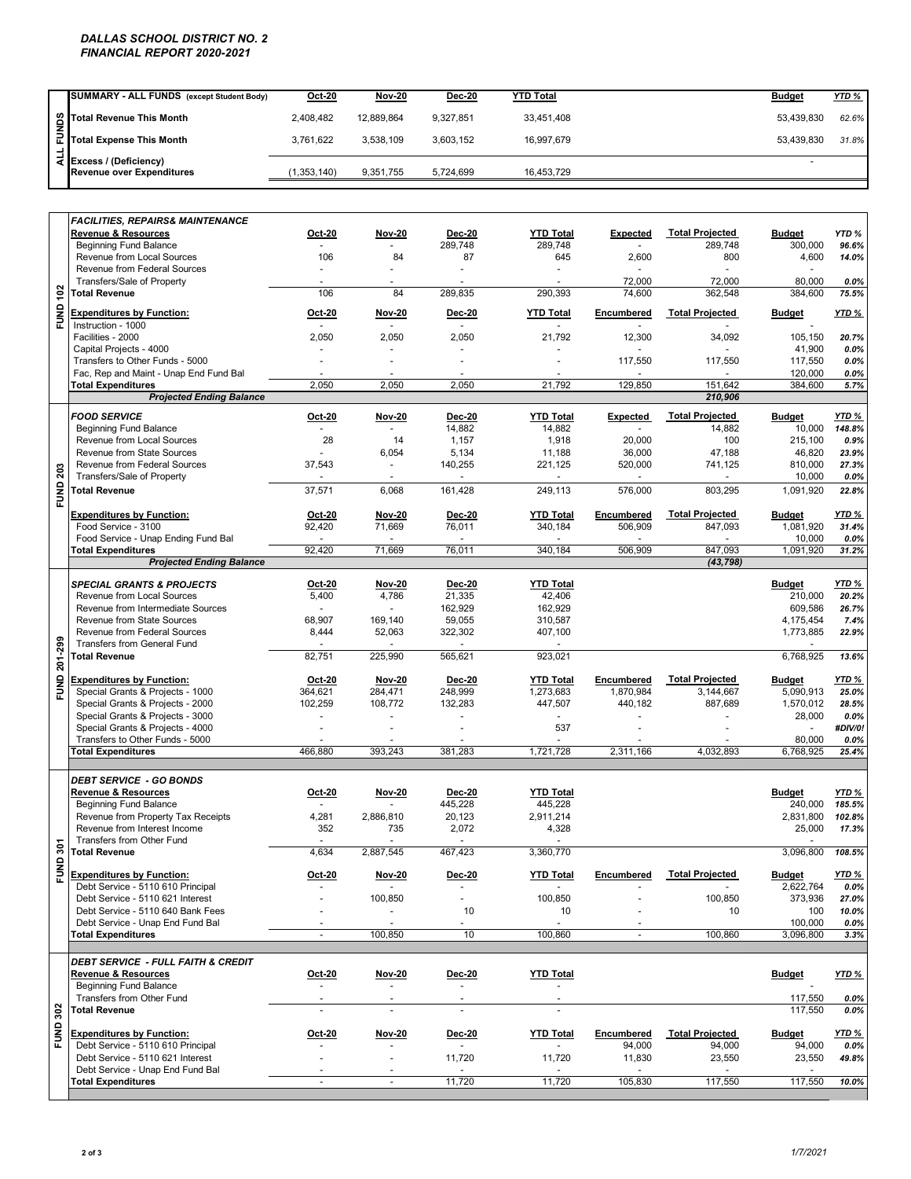# DALLAS SCHOOL DISTRICT NO. 2
## FINANCIAL REPORT 2020-2021

| ALL FUNDS | SUMMARY - ALL FUNDS (except Student Body) | Oct-20 | Nov-20 | Dec-20 | YTD Total | | | Budget | YTD % |
|---|---|---|---|---|---|---|---|---|---|
| | Total Revenue This Month | 2,408,482 | 12,889,864 | 9,327,851 | 33,451,408 | | | 53,439,830 | 62.6% |
| | Total Expense This Month | 3,761,622 | 3,538,109 | 3,603,152 | 16,997,679 | | | 53,439,830 | 31.8% |
| | Excess / (Deficiency) Revenue over Expenditures | (1,353,140) | 9,351,755 | 5,724,699 | 16,453,729 | | | - | |

| FUND 102 | FACILITIES, REPAIRS& MAINTENANCE | | | | | | | | |
|---|---|---|---|---|---|---|---|---|---|
| | **Revenue & Resources** | Oct-20 | Nov-20 | Dec-20 | YTD Total | Expected | Total Projected | Budget | YTD % |
| | Beginning Fund Balance | - | - | 289,748 | 289,748 | - | 289,748 | 300,000 | 96.6% |
| | Revenue from Local Sources | 106 | 84 | 87 | 645 | 2,600 | 800 | 4,600 | 14.0% |
| | Revenue from Federal Sources | - | - | - | - | - | - | - | |
| | Transfers/Sale of Property | - | - | - | - | 72,000 | 72,000 | 80,000 | 0.0% |
| | **Total Revenue** | 106 | 84 | 289,835 | 290,393 | 74,600 | 362,548 | 384,600 | 75.5% |
| | **Expenditures by Function:** | Oct-20 | Nov-20 | Dec-20 | YTD Total | Encumbered | Total Projected | Budget | YTD % |
| | Instruction - 1000 | - | - | - | - | - | - | - | |
| | Facilities - 2000 | 2,050 | 2,050 | 2,050 | 21,792 | 12,300 | 34,092 | 105,150 | 20.7% |
| | Capital Projects - 4000 | - | - | - | - | - | - | 41,900 | 0.0% |
| | Transfers to Other Funds - 5000 | - | - | - | - | 117,550 | 117,550 | 117,550 | 0.0% |
| | Fac, Rep and Maint - Unap End Fund Bal | - | - | - | - | - | - | 120,000 | 0.0% |
| | **Total Expenditures** | 2,050 | 2,050 | 2,050 | 21,792 | 129,850 | 151,642 | 384,600 | 5.7% |
| | ***Projected Ending Balance*** | | | | | | 210,906 | | |

| FUND 203 | FOOD SERVICE | Oct-20 | Nov-20 | Dec-20 | YTD Total | Expected | Total Projected | Budget | YTD % |
|---|---|---|---|---|---|---|---|---|---|
| | Beginning Fund Balance | - | - | 14,882 | 14,882 | - | 14,882 | 10,000 | 148.8% |
| | Revenue from Local Sources | 28 | 14 | 1,157 | 1,918 | 20,000 | 100 | 215,100 | 0.9% |
| | Revenue from State Sources | - | 6,054 | 5,134 | 11,188 | 36,000 | 47,188 | 46,820 | 23.9% |
| | Revenue from Federal Sources | 37,543 | - | 140,255 | 221,125 | 520,000 | 741,125 | 810,000 | 27.3% |
| | Transfers/Sale of Property | - | - | - | - | - | - | 10,000 | 0.0% |
| | **Total Revenue** | 37,571 | 6,068 | 161,428 | 249,113 | 576,000 | 803,295 | 1,091,920 | 22.8% |
| | **Expenditures by Function:** | Oct-20 | Nov-20 | Dec-20 | YTD Total | Encumbered | Total Projected | Budget | YTD % |
| | Food Service - 3100 | 92,420 | 71,669 | 76,011 | 340,184 | 506,909 | 847,093 | 1,081,920 | 31.4% |
| | Food Service - Unap Ending Fund Bal | - | - | - | - | - | - | 10,000 | 0.0% |
| | **Total Expenditures** | 92,420 | 71,669 | 76,011 | 340,184 | 506,909 | 847,093 | 1,091,920 | 31.2% |
| | ***Projected Ending Balance*** | | | | | | (43,798) | | |

| FUND 201-299 | SPECIAL GRANTS & PROJECTS | Oct-20 | Nov-20 | Dec-20 | YTD Total | | | Budget | YTD % |
|---|---|---|---|---|---|---|---|---|---|
| | Revenue from Local Sources | 5,400 | 4,786 | 21,335 | 42,406 | | | 210,000 | 20.2% |
| | Revenue from Intermediate Sources | - | - | 162,929 | 162,929 | | | 609,586 | 26.7% |
| | Revenue from State Sources | 68,907 | 169,140 | 59,055 | 310,587 | | | 4,175,454 | 7.4% |
| | Revenue from Federal Sources | 8,444 | 52,063 | 322,302 | 407,100 | | | 1,773,885 | 22.9% |
| | Transfers from General Fund | - | - | - | - | | | - | |
| | **Total Revenue** | 82,751 | 225,990 | 565,621 | 923,021 | | | 6,768,925 | 13.6% |
| | **Expenditures by Function:** | Oct-20 | Nov-20 | Dec-20 | YTD Total | Encumbered | Total Projected | Budget | YTD % |
| | Special Grants & Projects - 1000 | 364,621 | 284,471 | 248,999 | 1,273,683 | 1,870,984 | 3,144,667 | 5,090,913 | 25.0% |
| | Special Grants & Projects - 2000 | 102,259 | 108,772 | 132,283 | 447,507 | 440,182 | 887,689 | 1,570,012 | 28.5% |
| | Special Grants & Projects - 3000 | - | - | - | - | - | - | 28,000 | 0.0% |
| | Special Grants & Projects - 4000 | - | - | - | 537 | - | - | - | #DIV/0! |
| | Transfers to Other Funds - 5000 | - | - | - | - | - | - | 80,000 | 0.0% |
| | **Total Expenditures** | 466,880 | 393,243 | 381,283 | 1,721,728 | 2,311,166 | 4,032,893 | 6,768,925 | 25.4% |

| FUND 301 | DEBT SERVICE - GO BONDS | | | | | | | | |
|---|---|---|---|---|---|---|---|---|---|
| | **Revenue & Resources** | Oct-20 | Nov-20 | Dec-20 | YTD Total | | | Budget | YTD % |
| | Beginning Fund Balance | - | - | 445,228 | 445,228 | | | 240,000 | 185.5% |
| | Revenue from Property Tax Receipts | 4,281 | 2,886,810 | 20,123 | 2,911,214 | | | 2,831,800 | 102.8% |
| | Revenue from Interest Income | 352 | 735 | 2,072 | 4,328 | | | 25,000 | 17.3% |
| | Transfers from Other Fund | - | - | - | - | | | - | |
| | **Total Revenue** | 4,634 | 2,887,545 | 467,423 | 3,360,770 | | | 3,096,800 | 108.5% |
| | **Expenditures by Function:** | Oct-20 | Nov-20 | Dec-20 | YTD Total | Encumbered | Total Projected | Budget | YTD % |
| | Debt Service - 5110 610 Principal | - | - | - | - | - | - | 2,622,764 | 0.0% |
| | Debt Service - 5110 621 Interest | - | 100,850 | - | 100,850 | - | 100,850 | 373,936 | 27.0% |
| | Debt Service - 5110 640 Bank Fees | - | - | 10 | 10 | - | 10 | 100 | 10.0% |
| | Debt Service - Unap End Fund Bal | - | - | - | - | - | - | 100,000 | 0.0% |
| | **Total Expenditures** | - | 100,850 | 10 | 100,860 | - | 100,860 | 3,096,800 | 3.3% |

| FUND 302 | DEBT SERVICE - FULL FAITH & CREDIT | | | | | | | | |
|---|---|---|---|---|---|---|---|---|---|
| | **Revenue & Resources** | Oct-20 | Nov-20 | Dec-20 | YTD Total | | | Budget | YTD % |
| | Beginning Fund Balance | - | - | - | - | | | - | |
| | Transfers from Other Fund | - | - | - | - | | | 117,550 | 0.0% |
| | **Total Revenue** | - | - | - | - | | | 117,550 | 0.0% |
| | **Expenditures by Function:** | Oct-20 | Nov-20 | Dec-20 | YTD Total | Encumbered | Total Projected | Budget | YTD % |
| | Debt Service - 5110 610 Principal | - | - | - | - | 94,000 | 94,000 | 94,000 | 0.0% |
| | Debt Service - 5110 621 Interest | - | - | 11,720 | 11,720 | 11,830 | 23,550 | 23,550 | 49.8% |
| | Debt Service - Unap End Fund Bal | - | - | - | - | - | - | - | |
| | **Total Expenditures** | - | - | 11,720 | 11,720 | 105,830 | 117,550 | 117,550 | 10.0% |

1/7/2021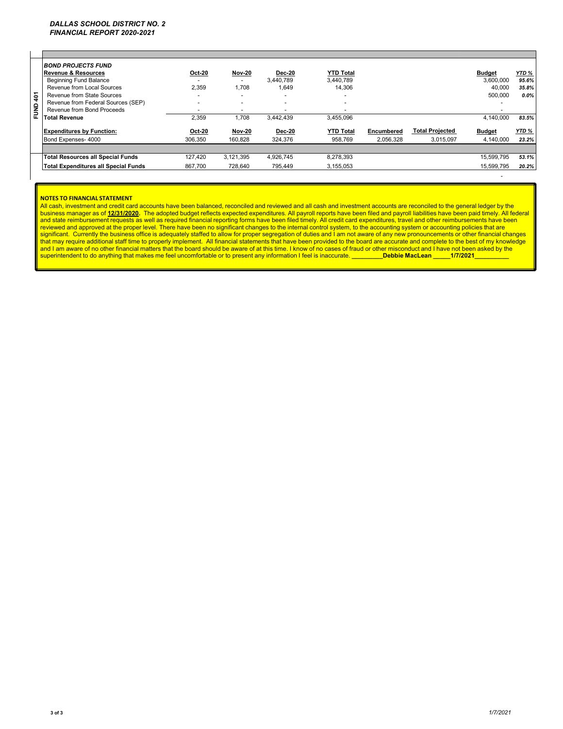*DALLAS SCHOOL DISTRICT NO. 2*
*FINANCIAL REPORT 2020-2021*

**FUND 401**

| ***BOND PROJECTS FUND*** | | | | | | | | |
|---|---|---|---|---|---|---|---|---|
| **Revenue & Resources** | **Oct-20** | **Nov-20** | **Dec-20** | **YTD Total** | | | **Budget** | ***YTD %*** |
| Beginning Fund Balance | - | - | 3,440,789 | 3,440,789 | | | 3,600,000 | *95.6%* |
| Revenue from Local Sources | 2,359 | 1,708 | 1,649 | 14,306 | | | 40,000 | *35.8%* |
| Revenue from State Sources | - | - | - | - | | | 500,000 | *0.0%* |
| Revenue from Federal Sources (SEP) | - | - | - | - | | | - | |
| Revenue from Bond Proceeds | - | - | - | - | | | - | |
| **Total Revenue** | 2,359 | 1,708 | 3,442,439 | 3,455,096 | | | 4,140,000 | *83.5%* |
| **Expenditures by Function:** | **Oct-20** | **Nov-20** | **Dec-20** | **YTD Total** | **Encumbered** | **Total Projected** | **Budget** | ***YTD %*** |
| Bond Expenses- 4000 | 306,350 | 160,828 | 324,376 | 958,769 | 2,056,328 | 3,015,097 | 4,140,000 | *23.2%* |

| | | | | | | | | |
|---|---|---|---|---|---|---|---|---|
| **Total Resources all Special Funds** | 127,420 | 3,121,395 | 4,926,745 | 8,278,393 | | | 15,599,795 | *53.1%* |
| **Total Expenditures all Special Funds** | 867,700 | 728,640 | 795,449 | 3,155,053 | | | 15,599,795 | *20.2%* |
| | | | | | | | - | |

**NOTES TO FINANCIAL STATEMENT**

All cash, investment and credit card accounts have been balanced, reconciled and reviewed and all cash and investment accounts are reconciled to the general ledger by the business manager as of **12/31/2020.** The adopted budget reflects expected expenditures. All payroll reports have been filed and payroll liabilities have been paid timely. All federal and state reimbursement requests as well as required financial reporting forms have been filed timely. All credit card expenditures, travel and other reimbursements have been reviewed and approved at the proper level. There have been no significant changes to the internal control system, to the accounting system or accounting policies that are significant. Currently the business office is adequately staffed to allow for proper segregation of duties and I am not aware of any new pronouncements or other financial changes that may require additional staff time to properly implement. All financial statements that have been provided to the board are accurate and complete to the best of my knowledge and I am aware of no other financial matters that the board should be aware of at this time. I know of no cases of fraud or other misconduct and I have not been asked by the superintendent to do anything that makes me feel uncomfortable or to present any information I feel is inaccurate. _________**Debbie MacLean** _____**1/7/2021**__________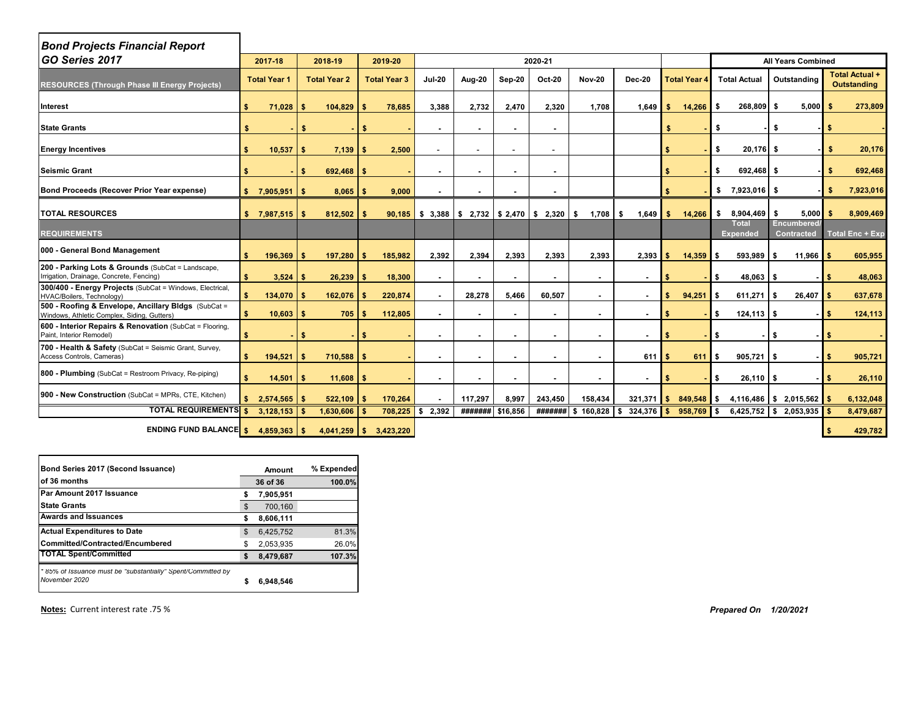## Bond Projects Financial Report
## GO Series 2017

| RESOURCES (Through Phase III Energy Projects) | 2017-18 Total Year 1 | 2018-19 Total Year 2 | 2019-20 Total Year 3 | 2020-21 Jul-20 | Aug-20 | Sep-20 | Oct-20 | Nov-20 | Dec-20 | Total Year 4 | All Years Combined Total Actual | Outstanding | Total Actual + Outstanding |
|---|---|---|---|---|---|---|---|---|---|---|---|---|---|
| Interest | $ 71,028 | $ 104,829 | $ 78,685 | 3,388 | 2,732 | 2,470 | 2,320 | 1,708 | 1,649 | $ 14,266 | $ 268,809 | $ 5,000 | $ 273,809 |
| State Grants | $ - | $ - | $ - | - | - | - | - | | | $ - | $ - | $ - | $ - |
| Energy Incentives | $ 10,537 | $ 7,139 | $ 2,500 | - | - | - | - | | | $ - | $ 20,176 | $ - | $ 20,176 |
| Seismic Grant | $ - | $ 692,468 | $ - | - | - | - | - | | | $ - | $ 692,468 | $ - | $ 692,468 |
| Bond Proceeds (Recover Prior Year expense) | $ 7,905,951 | $ 8,065 | $ 9,000 | - | - | - | - | | | $ - | $ 7,923,016 | $ - | $ 7,923,016 |
| **TOTAL RESOURCES** | $ 7,987,515 | $ 812,502 | $ 90,185 | $ 3,388 | $ 2,732 | $ 2,470 | $ 2,320 | $ 1,708 | $ 1,649 | $ 14,266 | $ 8,904,469 | $ 5,000 | $ 8,909,469 |
| **REQUIREMENTS** | | | | | | | | | | | Total Expended | Encumbered/ Contracted | Total Enc + Exp |
| 000 - General Bond Management | $ 196,369 | $ 197,280 | $ 185,982 | 2,392 | 2,394 | 2,393 | 2,393 | 2,393 | 2,393 | $ 14,359 | $ 593,989 | $ 11,966 | $ 605,955 |
| 200 - Parking Lots & Grounds (SubCat = Landscape, Irrigation, Drainage, Concrete, Fencing) | $ 3,524 | $ 26,239 | $ 18,300 | - | - | - | - | - | - | $ - | $ 48,063 | $ - | $ 48,063 |
| 300/400 - Energy Projects (SubCat = Windows, Electrical, HVAC/Boilers, Technology) | $ 134,070 | $ 162,076 | $ 220,874 | - | 28,278 | 5,466 | 60,507 | - | - | $ 94,251 | $ 611,271 | $ 26,407 | $ 637,678 |
| 500 - Roofing & Envelope, Ancillary Bldgs (SubCat = Windows, Athletic Complex, Siding, Gutters) | $ 10,603 | $ 705 | $ 112,805 | - | - | - | - | - | - | $ - | $ 124,113 | $ - | $ 124,113 |
| 600 - Interior Repairs & Renovation (SubCat = Flooring, Paint, Interior Remodel) | $ - | $ - | $ - | - | - | - | - | - | - | $ - | $ - | $ - | $ - |
| 700 - Health & Safety (SubCat = Seismic Grant, Survey, Access Controls, Cameras) | $ 194,521 | $ 710,588 | $ - | - | - | - | - | - | 611 | $ 611 | $ 905,721 | $ - | $ 905,721 |
| 800 - Plumbing (SubCat = Restroom Privacy, Re-piping) | $ 14,501 | $ 11,608 | $ - | - | - | - | - | - | - | $ - | $ 26,110 | $ - | $ 26,110 |
| 900 - New Construction (SubCat = MPRs, CTE, Kitchen) | $ 2,574,565 | $ 522,109 | $ 170,264 | - | 117,297 | 8,997 | 243,450 | 158,434 | 321,371 | $ 849,548 | $ 4,116,486 | $ 2,015,562 | $ 6,132,048 |
| **TOTAL REQUIREMENTS** | $ 3,128,153 | $ 1,630,606 | $ 708,225 | $ 2,392 | ####### | $16,856 | ####### | $ 160,828 | $ 324,376 | $ 958,769 | $ 6,425,752 | $ 2,053,935 | $ 8,479,687 |
| **ENDING FUND BALANCE** | $ 4,859,363 | $ 4,041,259 | $ 3,423,220 | | | | | | | | | | $ 429,782 |

| Bond Series 2017 (Second Issuance) of 36 months | Amount | % Expended |
|---|---|---|
| | 36 of 36 | 100.0% |
| Par Amount 2017 Issuance | $ 7,905,951 | |
| State Grants | $ 700,160 | |
| Awards and Issuances | $ 8,606,111 | |
| Actual Expenditures to Date | $ 6,425,752 | 81.3% |
| Committed/Contracted/Encumbered | $ 2,053,935 | 26.0% |
| **TOTAL Spent/Committed** | $ 8,479,687 | 107.3% |
| * 85% of Issuance must be "substantially" Spent/Committed by November 2020 | $ 6,948,546 | |

**Notes:** Current interest rate .75 %

***Prepared On 1/20/2021***